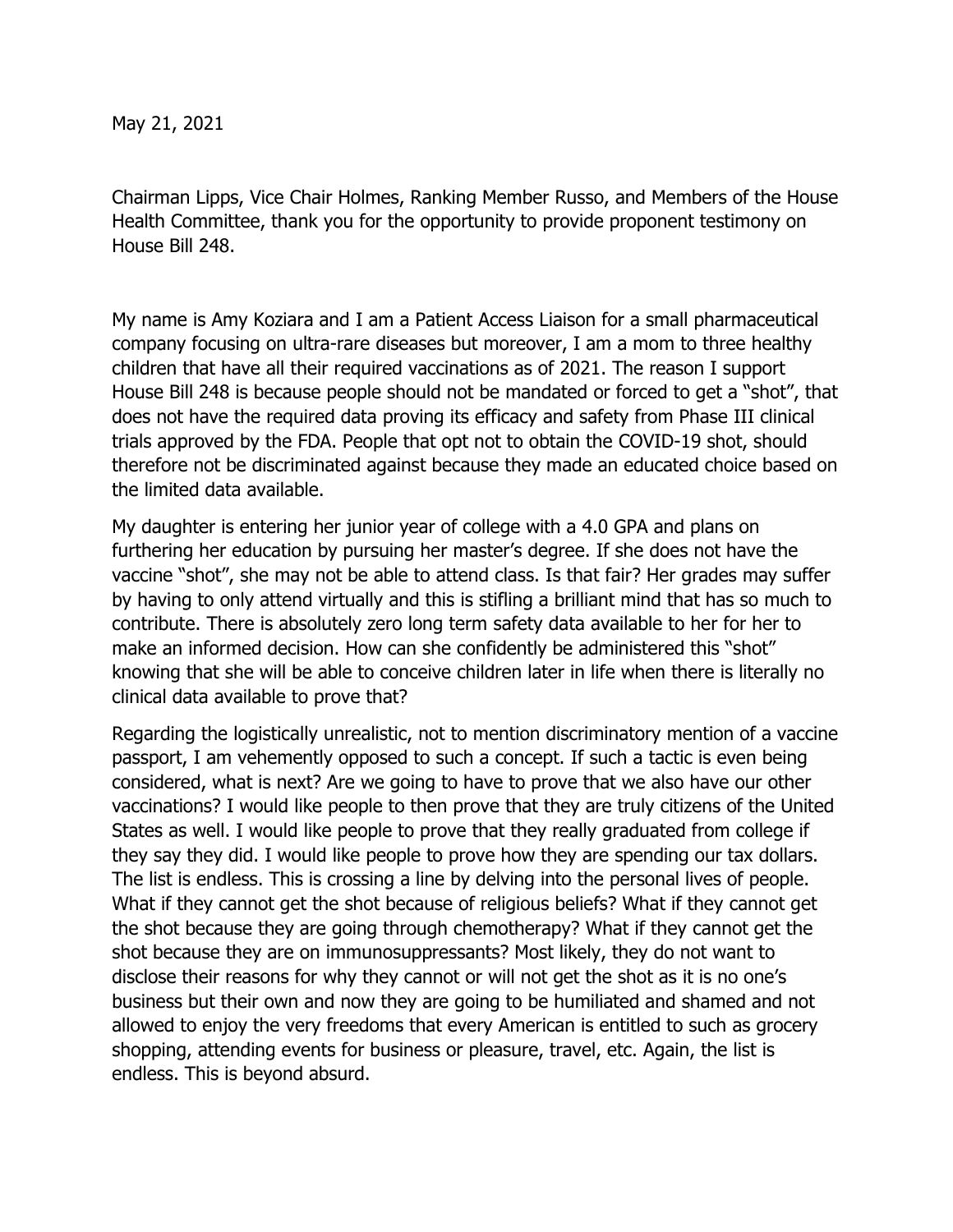May 21, 2021

Chairman Lipps, Vice Chair Holmes, Ranking Member Russo, and Members of the House Health Committee, thank you for the opportunity to provide proponent testimony on House Bill 248.

My name is Amy Koziara and I am a Patient Access Liaison for a small pharmaceutical company focusing on ultra-rare diseases but moreover, I am a mom to three healthy children that have all their required vaccinations as of 2021. The reason I support House Bill 248 is because people should not be mandated or forced to get a "shot", that does not have the required data proving its efficacy and safety from Phase III clinical trials approved by the FDA. People that opt not to obtain the COVID-19 shot, should therefore not be discriminated against because they made an educated choice based on the limited data available.

My daughter is entering her junior year of college with a 4.0 GPA and plans on furthering her education by pursuing her master's degree. If she does not have the vaccine "shot", she may not be able to attend class. Is that fair? Her grades may suffer by having to only attend virtually and this is stifling a brilliant mind that has so much to contribute. There is absolutely zero long term safety data available to her for her to make an informed decision. How can she confidently be administered this "shot" knowing that she will be able to conceive children later in life when there is literally no clinical data available to prove that?

Regarding the logistically unrealistic, not to mention discriminatory mention of a vaccine passport, I am vehemently opposed to such a concept. If such a tactic is even being considered, what is next? Are we going to have to prove that we also have our other vaccinations? I would like people to then prove that they are truly citizens of the United States as well. I would like people to prove that they really graduated from college if they say they did. I would like people to prove how they are spending our tax dollars. The list is endless. This is crossing a line by delving into the personal lives of people. What if they cannot get the shot because of religious beliefs? What if they cannot get the shot because they are going through chemotherapy? What if they cannot get the shot because they are on immunosuppressants? Most likely, they do not want to disclose their reasons for why they cannot or will not get the shot as it is no one's business but their own and now they are going to be humiliated and shamed and not allowed to enjoy the very freedoms that every American is entitled to such as grocery shopping, attending events for business or pleasure, travel, etc. Again, the list is endless. This is beyond absurd.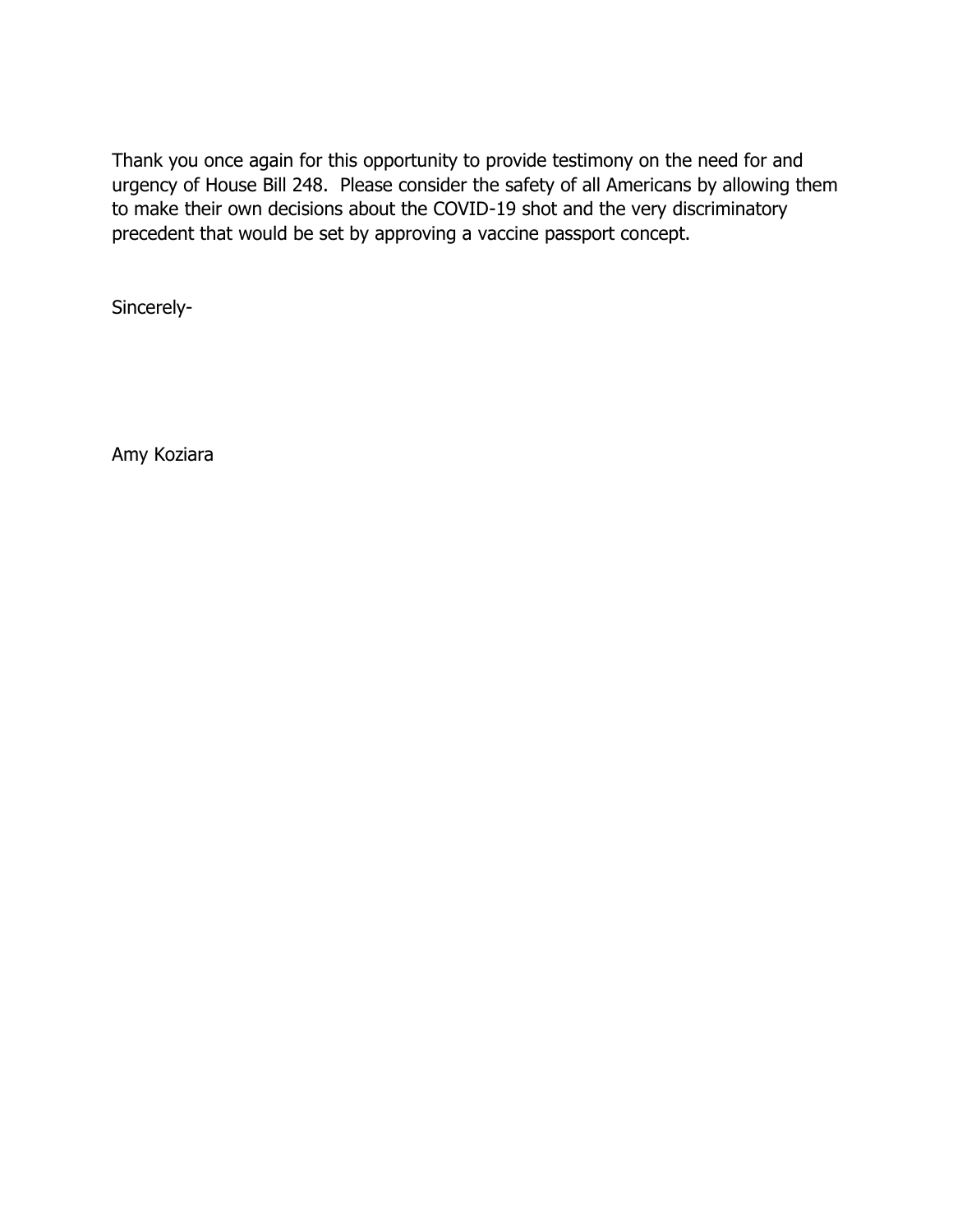Thank you once again for this opportunity to provide testimony on the need for and urgency of House Bill 248. Please consider the safety of all Americans by allowing them to make their own decisions about the COVID-19 shot and the very discriminatory precedent that would be set by approving a vaccine passport concept.

Sincerely-

Amy Koziara